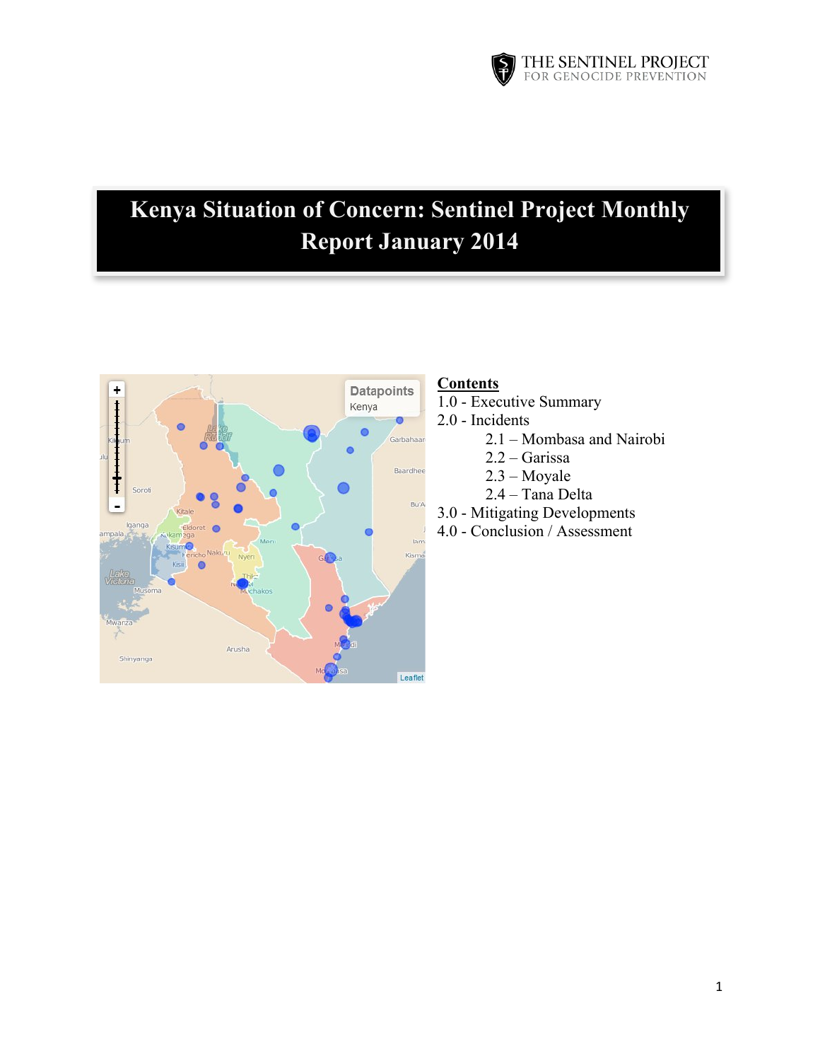THE SENTINEL PROJECT FOR GENOCIDE PREVENTION

# Kenya Situation of Concern: Sentinel Project Monthly Report January 2014

**Contents**

1.0 - Executive Summary

2.0 - Incidents

- 2.1 – Mombasa and Nairobi
- 2.2 – Garissa
- 2.3 – Moyale
- 2.4 – Tana Delta

3.0 - Mitigating Developments

4.0 - Conclusion / Assessment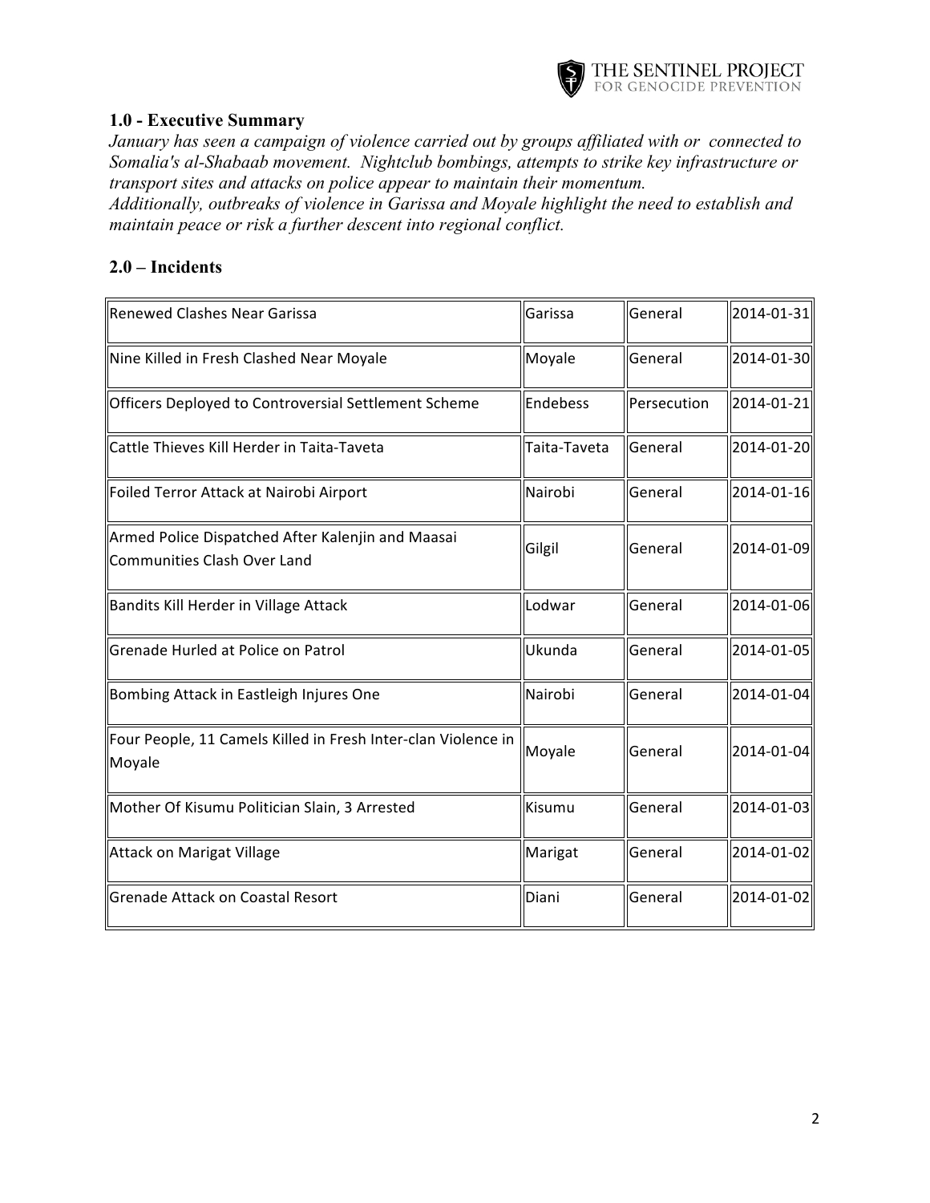## 1.0 - Executive Summary

*January has seen a campaign of violence carried out by groups affiliated with or connected to Somalia's al-Shabaab movement. Nightclub bombings, attempts to strike key infrastructure or transport sites and attacks on police appear to maintain their momentum.*
*Additionally, outbreaks of violence in Garissa and Moyale highlight the need to establish and maintain peace or risk a further descent into regional conflict.*

## 2.0 – Incidents

| | | | |
|---|---|---|---|
| Renewed Clashes Near Garissa | Garissa | General | 2014-01-31 |
| Nine Killed in Fresh Clashed Near Moyale | Moyale | General | 2014-01-30 |
| Officers Deployed to Controversial Settlement Scheme | Endebess | Persecution | 2014-01-21 |
| Cattle Thieves Kill Herder in Taita-Taveta | Taita-Taveta | General | 2014-01-20 |
| Foiled Terror Attack at Nairobi Airport | Nairobi | General | 2014-01-16 |
| Armed Police Dispatched After Kalenjin and Maasai Communities Clash Over Land | Gilgil | General | 2014-01-09 |
| Bandits Kill Herder in Village Attack | Lodwar | General | 2014-01-06 |
| Grenade Hurled at Police on Patrol | Ukunda | General | 2014-01-05 |
| Bombing Attack in Eastleigh Injures One | Nairobi | General | 2014-01-04 |
| Four People, 11 Camels Killed in Fresh Inter-clan Violence in Moyale | Moyale | General | 2014-01-04 |
| Mother Of Kisumu Politician Slain, 3 Arrested | Kisumu | General | 2014-01-03 |
| Attack on Marigat Village | Marigat | General | 2014-01-02 |
| Grenade Attack on Coastal Resort | Diani | General | 2014-01-02 |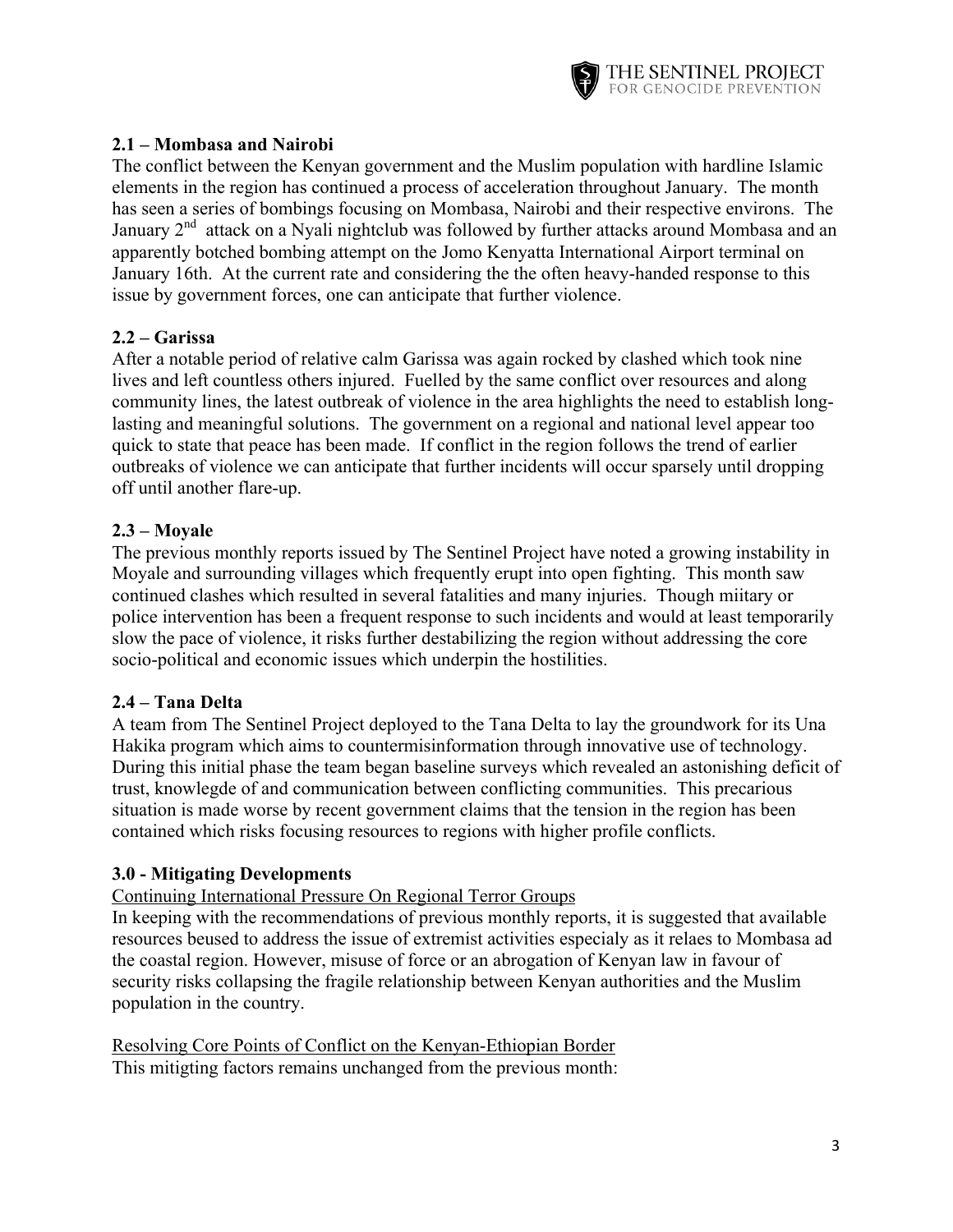### 2.1 – Mombasa and Nairobi

The conflict between the Kenyan government and the Muslim population with hardline Islamic elements in the region has continued a process of acceleration throughout January. The month has seen a series of bombings focusing on Mombasa, Nairobi and their respective environs. The January 2nd attack on a Nyali nightclub was followed by further attacks around Mombasa and an apparently botched bombing attempt on the Jomo Kenyatta International Airport terminal on January 16th. At the current rate and considering the the often heavy-handed response to this issue by government forces, one can anticipate that further violence.

### 2.2 – Garissa

After a notable period of relative calm Garissa was again rocked by clashed which took nine lives and left countless others injured. Fuelled by the same conflict over resources and along community lines, the latest outbreak of violence in the area highlights the need to establish long-lasting and meaningful solutions. The government on a regional and national level appear too quick to state that peace has been made. If conflict in the region follows the trend of earlier outbreaks of violence we can anticipate that further incidents will occur sparsely until dropping off until another flare-up.

### 2.3 – Moyale

The previous monthly reports issued by The Sentinel Project have noted a growing instability in Moyale and surrounding villages which frequently erupt into open fighting. This month saw continued clashes which resulted in several fatalities and many injuries. Though miitary or police intervention has been a frequent response to such incidents and would at least temporarily slow the pace of violence, it risks further destabilizing the region without addressing the core socio-political and economic issues which underpin the hostilities.

### 2.4 – Tana Delta

A team from The Sentinel Project deployed to the Tana Delta to lay the groundwork for its Una Hakika program which aims to countermisinformation through innovative use of technology. During this initial phase the team began baseline surveys which revealed an astonishing deficit of trust, knowlegde of and communication between conflicting communities. This precarious situation is made worse by recent government claims that the tension in the region has been contained which risks focusing resources to regions with higher profile conflicts.

### 3.0 - Mitigating Developments

Continuing International Pressure On Regional Terror Groups

In keeping with the recommendations of previous monthly reports, it is suggested that available resources beused to address the issue of extremist activities especialy as it relaes to Mombasa ad the coastal region. However, misuse of force or an abrogation of Kenyan law in favour of security risks collapsing the fragile relationship between Kenyan authorities and the Muslim population in the country.

Resolving Core Points of Conflict on the Kenyan-Ethiopian Border

This mitigting factors remains unchanged from the previous month: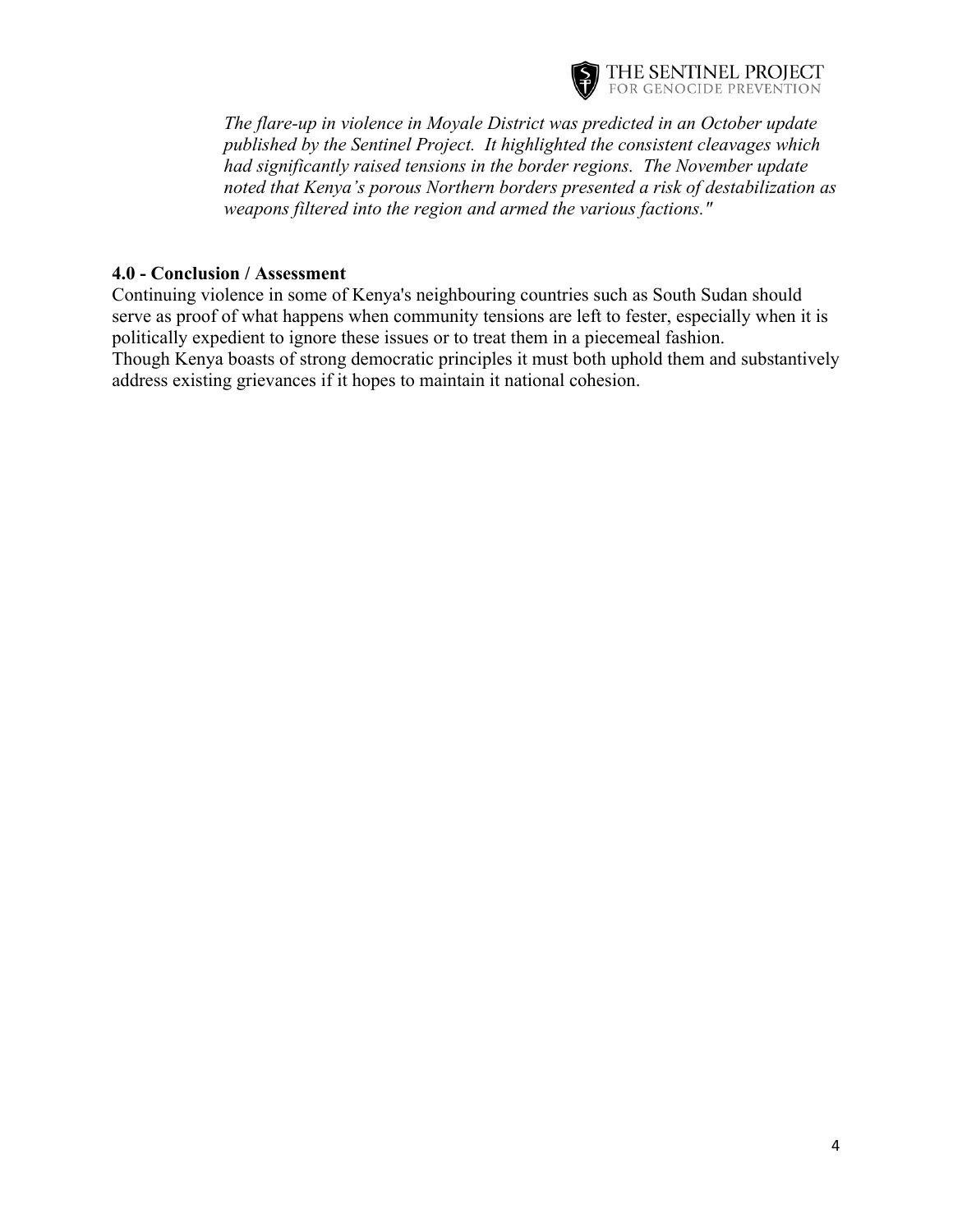*The flare-up in violence in Moyale District was predicted in an October update published by the Sentinel Project. It highlighted the consistent cleavages which had significantly raised tensions in the border regions. The November update noted that Kenya's porous Northern borders presented a risk of destabilization as weapons filtered into the region and armed the various factions."*

**4.0 - Conclusion / Assessment**

Continuing violence in some of Kenya's neighbouring countries such as South Sudan should serve as proof of what happens when community tensions are left to fester, especially when it is politically expedient to ignore these issues or to treat them in a piecemeal fashion.
Though Kenya boasts of strong democratic principles it must both uphold them and substantively address existing grievances if it hopes to maintain it national cohesion.